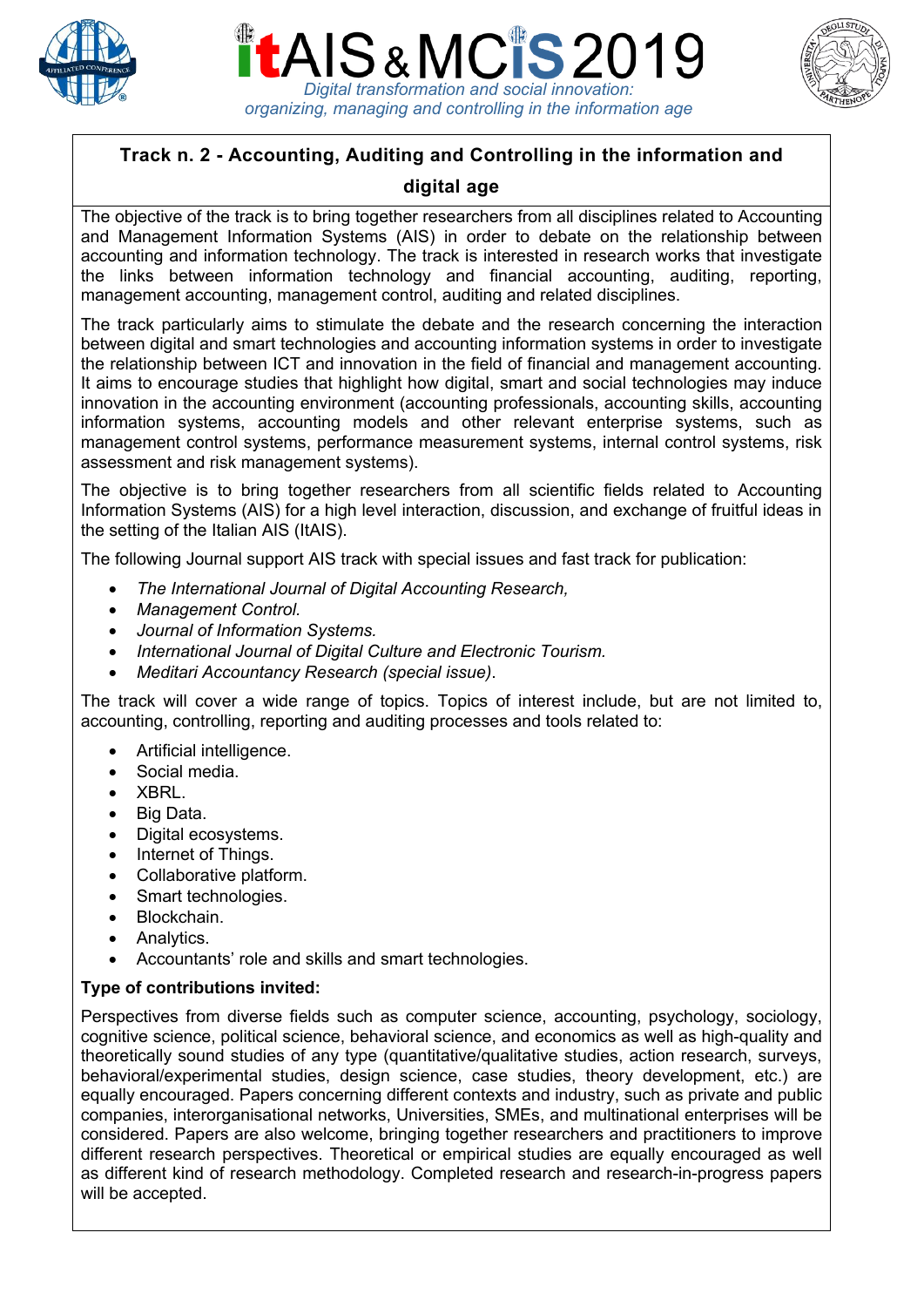# itAIS & MCIS 2019

*Digital transformation and social innovation: organizing, managing and controlling in the information age*

## Track n. 2 - Accounting, Auditing and Controlling in the information and digital age

The objective of the track is to bring together researchers from all disciplines related to Accounting and Management Information Systems (AIS) in order to debate on the relationship between accounting and information technology. The track is interested in research works that investigate the links between information technology and financial accounting, auditing, reporting, management accounting, management control, auditing and related disciplines.

The track particularly aims to stimulate the debate and the research concerning the interaction between digital and smart technologies and accounting information systems in order to investigate the relationship between ICT and innovation in the field of financial and management accounting. It aims to encourage studies that highlight how digital, smart and social technologies may induce innovation in the accounting environment (accounting professionals, accounting skills, accounting information systems, accounting models and other relevant enterprise systems, such as management control systems, performance measurement systems, internal control systems, risk assessment and risk management systems).

The objective is to bring together researchers from all scientific fields related to Accounting Information Systems (AIS) for a high level interaction, discussion, and exchange of fruitful ideas in the setting of the Italian AIS (ItAIS).

The following Journal support AIS track with special issues and fast track for publication:

- *The International Journal of Digital Accounting Research,*
- *Management Control.*
- *Journal of Information Systems.*
- *International Journal of Digital Culture and Electronic Tourism.*
- *Meditari Accountancy Research (special issue)*.

The track will cover a wide range of topics. Topics of interest include, but are not limited to, accounting, controlling, reporting and auditing processes and tools related to:

- Artificial intelligence.
- Social media.
- XBRL.
- Big Data.
- Digital ecosystems.
- Internet of Things.
- Collaborative platform.
- Smart technologies.
- Blockchain.
- Analytics.
- Accountants' role and skills and smart technologies.

**Type of contributions invited:**

Perspectives from diverse fields such as computer science, accounting, psychology, sociology, cognitive science, political science, behavioral science, and economics as well as high-quality and theoretically sound studies of any type (quantitative/qualitative studies, action research, surveys, behavioral/experimental studies, design science, case studies, theory development, etc.) are equally encouraged. Papers concerning different contexts and industry, such as private and public companies, interorganisational networks, Universities, SMEs, and multinational enterprises will be considered. Papers are also welcome, bringing together researchers and practitioners to improve different research perspectives. Theoretical or empirical studies are equally encouraged as well as different kind of research methodology. Completed research and research-in-progress papers will be accepted.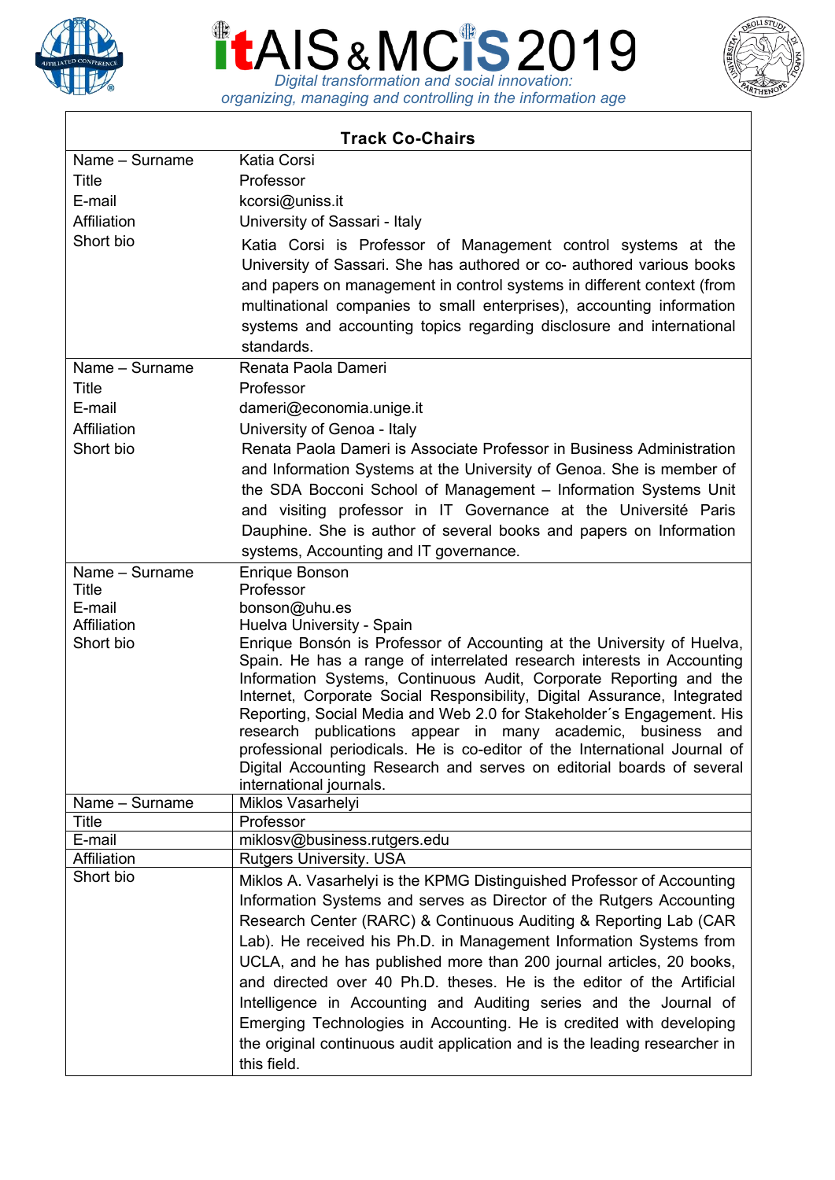## Track Co-Chairs

| | |
|---|---|
| Name – Surname | Katia Corsi |
| Title | Professor |
| E-mail | kcorsi@uniss.it |
| Affiliation | University of Sassari - Italy |
| Short bio | Katia Corsi is Professor of Management control systems at the University of Sassari. She has authored or co- authored various books and papers on management in control systems in different context (from multinational companies to small enterprises), accounting information systems and accounting topics regarding disclosure and international standards. |
| Name – Surname | Renata Paola Dameri |
| Title | Professor |
| E-mail | dameri@economia.unige.it |
| Affiliation | University of Genoa - Italy |
| Short bio | Renata Paola Dameri is Associate Professor in Business Administration and Information Systems at the University of Genoa. She is member of the SDA Bocconi School of Management – Information Systems Unit and visiting professor in IT Governance at the Université Paris Dauphine. She is author of several books and papers on Information systems, Accounting and IT governance. |
| Name – Surname | Enrique Bonson |
| Title | Professor |
| E-mail | bonson@uhu.es |
| Affiliation | Huelva University - Spain |
| Short bio | Enrique Bonsón is Professor of Accounting at the University of Huelva, Spain. He has a range of interrelated research interests in Accounting Information Systems, Continuous Audit, Corporate Reporting and the Internet, Corporate Social Responsibility, Digital Assurance, Integrated Reporting, Social Media and Web 2.0 for Stakeholder´s Engagement. His research publications appear in many academic, business and professional periodicals. He is co-editor of the International Journal of Digital Accounting Research and serves on editorial boards of several international journals. |
| Name – Surname | Miklos Vasarhelyi |
| Title | Professor |
| E-mail | miklosv@business.rutgers.edu |
| Affiliation | Rutgers University. USA |
| Short bio | Miklos A. Vasarhelyi is the KPMG Distinguished Professor of Accounting Information Systems and serves as Director of the Rutgers Accounting Research Center (RARC) & Continuous Auditing & Reporting Lab (CAR Lab). He received his Ph.D. in Management Information Systems from UCLA, and he has published more than 200 journal articles, 20 books, and directed over 40 Ph.D. theses. He is the editor of the Artificial Intelligence in Accounting and Auditing series and the Journal of Emerging Technologies in Accounting. He is credited with developing the original continuous audit application and is the leading researcher in this field. |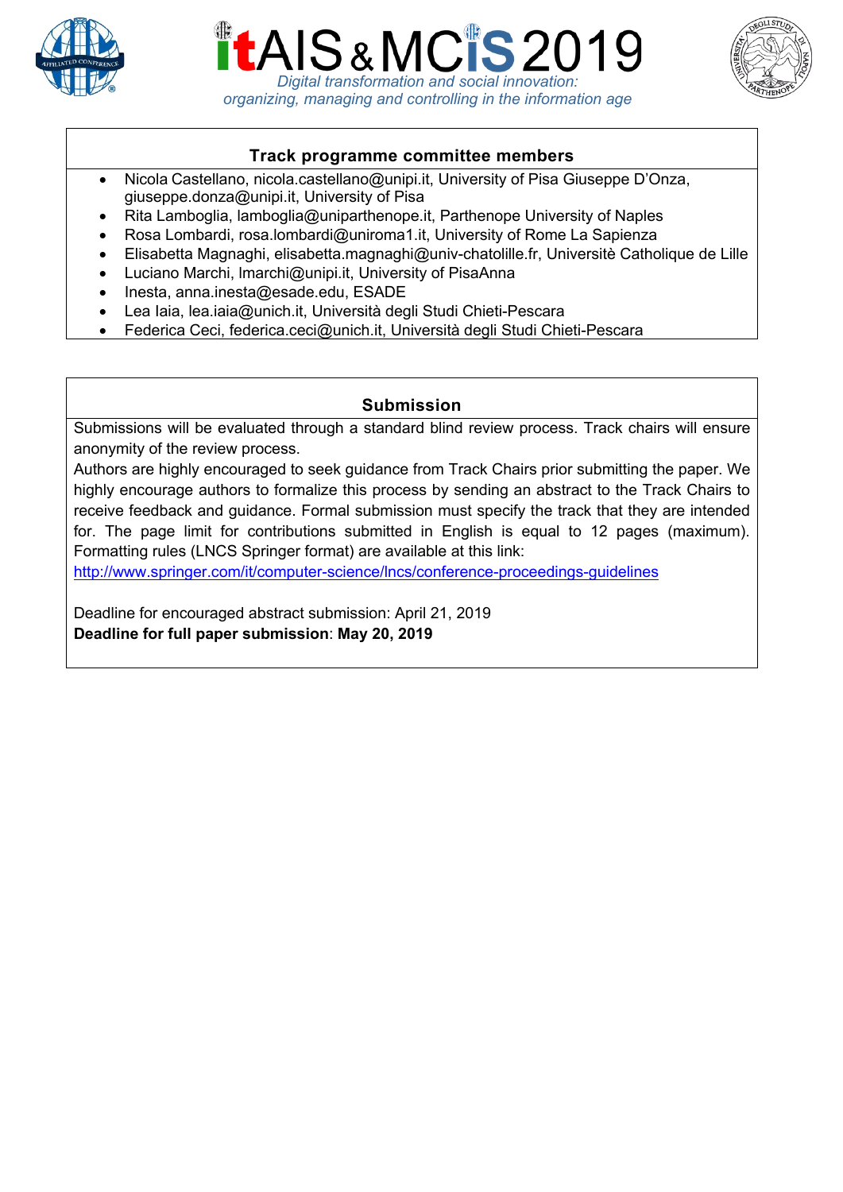## Track programme committee members

- Nicola Castellano, nicola.castellano@unipi.it, University of Pisa Giuseppe D'Onza, giuseppe.donza@unipi.it, University of Pisa
- Rita Lamboglia, lamboglia@uniparthenope.it, Parthenope University of Naples
- Rosa Lombardi, rosa.lombardi@uniroma1.it, University of Rome La Sapienza
- Elisabetta Magnaghi, elisabetta.magnaghi@univ-chatolille.fr, Universitè Catholique de Lille
- Luciano Marchi, lmarchi@unipi.it, University of PisaAnna
- Inesta, anna.inesta@esade.edu, ESADE
- Lea Iaia, lea.iaia@unich.it, Università degli Studi Chieti-Pescara
- Federica Ceci, federica.ceci@unich.it, Università degli Studi Chieti-Pescara

## Submission

Submissions will be evaluated through a standard blind review process. Track chairs will ensure anonymity of the review process.

Authors are highly encouraged to seek guidance from Track Chairs prior submitting the paper. We highly encourage authors to formalize this process by sending an abstract to the Track Chairs to receive feedback and guidance. Formal submission must specify the track that they are intended for. The page limit for contributions submitted in English is equal to 12 pages (maximum). Formatting rules (LNCS Springer format) are available at this link:

http://www.springer.com/it/computer-science/lncs/conference-proceedings-guidelines

Deadline for encouraged abstract submission: April 21, 2019

**Deadline for full paper submission**: **May 20, 2019**